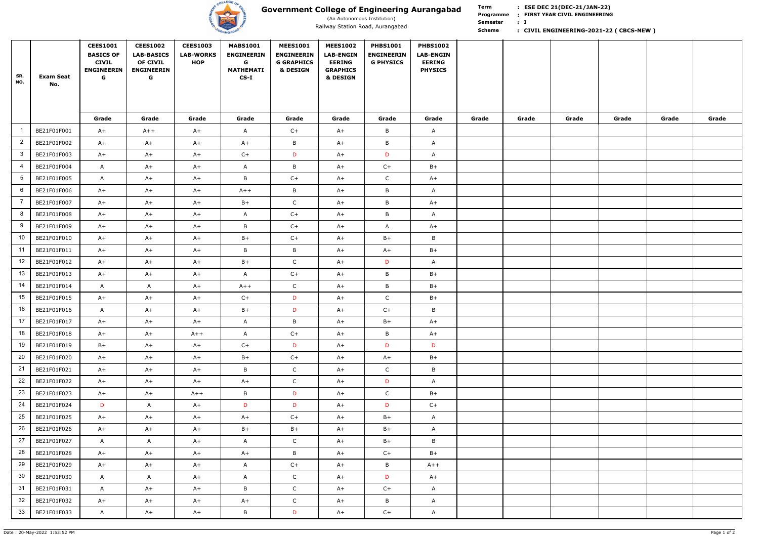# Government College of Engineering Aurangabad

(An Autonomous Institution)

Railway Station Road, Aurangabad

**Term** : **ESE DEC 21(DEC-21/JAN-22)**
**Programme** : **FIRST YEAR CIVIL ENGINEERING**
**Semester** : **I**
**Scheme** : **CIVIL ENGINEERING-2021-22 ( CBCS-NEW )**

| SR. NO. | Exam Seat No. | CEES1001 BASICS OF CIVIL ENGINEERING | CEES1002 LAB-BASICS OF CIVIL ENGINEERING | CEES1003 LAB-WORKSHOP | MABS1001 ENGINEERING MATHEMATICS-I | MEES1001 ENGINEERING GRAPHICS & DESIGN | MEES1002 LAB-ENGINEERING GRAPHICS & DESIGN | PHBS1001 ENGINEERING PHYSICS | PHBS1002 LAB-ENGINEERING PHYSICS | | | | | | |
|---|---|---|---|---|---|---|---|---|---|---|---|---|---|---|---|
| | | Grade | Grade | Grade | Grade | Grade | Grade | Grade | Grade | Grade | Grade | Grade | Grade | Grade | Grade |
| 1 | BE21F01F001 | A+ | A++ | A+ | A | C+ | A+ | B | A | | | | | | |
| 2 | BE21F01F002 | A+ | A+ | A+ | A+ | B | A+ | B | A | | | | | | |
| 3 | BE21F01F003 | A+ | A+ | A+ | C+ | D | A+ | D | A | | | | | | |
| 4 | BE21F01F004 | A | A+ | A+ | A | B | A+ | C+ | B+ | | | | | | |
| 5 | BE21F01F005 | A | A+ | A+ | B | C+ | A+ | C | A+ | | | | | | |
| 6 | BE21F01F006 | A+ | A+ | A+ | A++ | B | A+ | B | A | | | | | | |
| 7 | BE21F01F007 | A+ | A+ | A+ | B+ | C | A+ | B | A+ | | | | | | |
| 8 | BE21F01F008 | A+ | A+ | A+ | A | C+ | A+ | B | A | | | | | | |
| 9 | BE21F01F009 | A+ | A+ | A+ | B | C+ | A+ | A | A+ | | | | | | |
| 10 | BE21F01F010 | A+ | A+ | A+ | B+ | C+ | A+ | B+ | B | | | | | | |
| 11 | BE21F01F011 | A+ | A+ | A+ | B | B | A+ | A+ | B+ | | | | | | |
| 12 | BE21F01F012 | A+ | A+ | A+ | B+ | C | A+ | D | A | | | | | | |
| 13 | BE21F01F013 | A+ | A+ | A+ | A | C+ | A+ | B | B+ | | | | | | |
| 14 | BE21F01F014 | A | A | A+ | A++ | C | A+ | B | B+ | | | | | | |
| 15 | BE21F01F015 | A+ | A+ | A+ | C+ | D | A+ | C | B+ | | | | | | |
| 16 | BE21F01F016 | A | A+ | A+ | B+ | D | A+ | C+ | B | | | | | | |
| 17 | BE21F01F017 | A+ | A+ | A+ | A | B | A+ | B+ | A+ | | | | | | |
| 18 | BE21F01F018 | A+ | A+ | A++ | A | C+ | A+ | B | A+ | | | | | | |
| 19 | BE21F01F019 | B+ | A+ | A+ | C+ | D | A+ | D | D | | | | | | |
| 20 | BE21F01F020 | A+ | A+ | A+ | B+ | C+ | A+ | A+ | B+ | | | | | | |
| 21 | BE21F01F021 | A+ | A+ | A+ | B | C | A+ | C | B | | | | | | |
| 22 | BE21F01F022 | A+ | A+ | A+ | A+ | C | A+ | D | A | | | | | | |
| 23 | BE21F01F023 | A+ | A+ | A++ | B | D | A+ | C | B+ | | | | | | |
| 24 | BE21F01F024 | D | A | A+ | D | D | A+ | D | C+ | | | | | | |
| 25 | BE21F01F025 | A+ | A+ | A+ | A+ | C+ | A+ | B+ | A | | | | | | |
| 26 | BE21F01F026 | A+ | A+ | A+ | B+ | B+ | A+ | B+ | A | | | | | | |
| 27 | BE21F01F027 | A | A | A+ | A | C | A+ | B+ | B | | | | | | |
| 28 | BE21F01F028 | A+ | A+ | A+ | A+ | B | A+ | C+ | B+ | | | | | | |
| 29 | BE21F01F029 | A+ | A+ | A+ | A | C+ | A+ | B | A++ | | | | | | |
| 30 | BE21F01F030 | A | A | A+ | A | C | A+ | D | A+ | | | | | | |
| 31 | BE21F01F031 | A | A+ | A+ | B | C | A+ | C+ | A | | | | | | |
| 32 | BE21F01F032 | A+ | A+ | A+ | A+ | C | A+ | B | A | | | | | | |
| 33 | BE21F01F033 | A | A+ | A+ | B | D | A+ | C+ | A | | | | | | |

Date : 20-May-2022 1:53:52 PM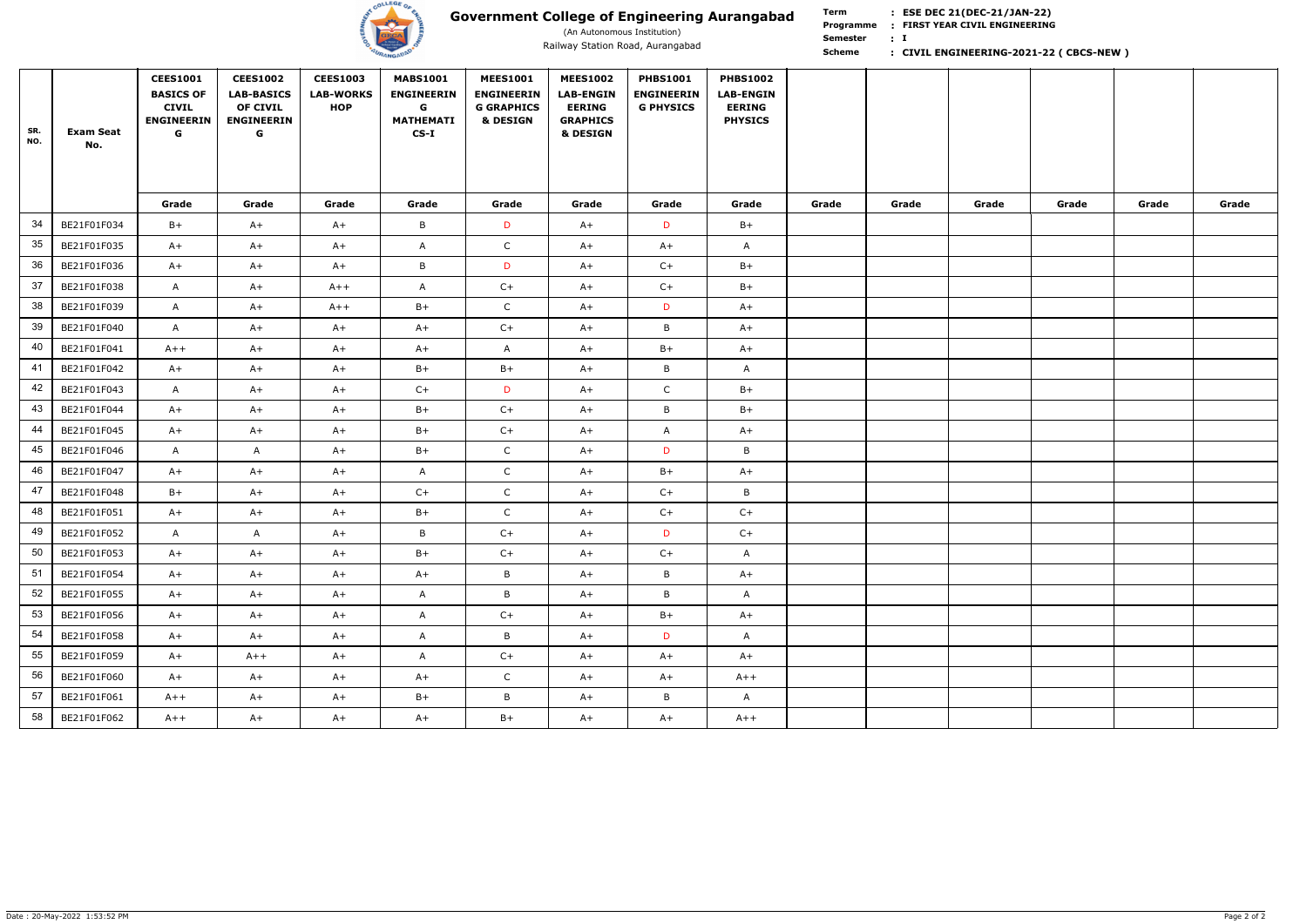# Government College of Engineering Aurangabad

(An Autonomous Institution)

Railway Station Road, Aurangabad

**Term** : ESE DEC 21(DEC-21/JAN-22)
**Programme** : FIRST YEAR CIVIL ENGINEERING
**Semester** : I
**Scheme** : CIVIL ENGINEERING-2021-22 ( CBCS-NEW )

| SR. NO. | Exam Seat No. | CEES1001 BASICS OF CIVIL ENGINEERING | CEES1002 LAB-BASICS OF CIVIL ENGINEERING | CEES1003 LAB-WORKSHOP | MABS1001 ENGINEERING MATHEMATICS-I | MEES1001 ENGINEERING GRAPHICS & DESIGN | MEES1002 LAB-ENGINEERING GRAPHICS & DESIGN | PHBS1001 ENGINEERING PHYSICS | PHBS1002 LAB-ENGINEERING PHYSICS | | | | | | |
|---|---|---|---|---|---|---|---|---|---|---|---|---|---|---|---|
| | | Grade | Grade | Grade | Grade | Grade | Grade | Grade | Grade | Grade | Grade | Grade | Grade | Grade | Grade |
| 34 | BE21F01F034 | B+ | A+ | A+ | B | D | A+ | D | B+ | | | | | | |
| 35 | BE21F01F035 | A+ | A+ | A+ | A | C | A+ | A+ | A | | | | | | |
| 36 | BE21F01F036 | A+ | A+ | A+ | B | D | A+ | C+ | B+ | | | | | | |
| 37 | BE21F01F038 | A | A+ | A++ | A | C+ | A+ | C+ | B+ | | | | | | |
| 38 | BE21F01F039 | A | A+ | A++ | B+ | C | A+ | D | A+ | | | | | | |
| 39 | BE21F01F040 | A | A+ | A+ | A+ | C+ | A+ | B | A+ | | | | | | |
| 40 | BE21F01F041 | A++ | A+ | A+ | A+ | A | A+ | B+ | A+ | | | | | | |
| 41 | BE21F01F042 | A+ | A+ | A+ | B+ | B+ | A+ | B | A | | | | | | |
| 42 | BE21F01F043 | A | A+ | A+ | C+ | D | A+ | C | B+ | | | | | | |
| 43 | BE21F01F044 | A+ | A+ | A+ | B+ | C+ | A+ | B | B+ | | | | | | |
| 44 | BE21F01F045 | A+ | A+ | A+ | B+ | C+ | A+ | A | A+ | | | | | | |
| 45 | BE21F01F046 | A | A | A+ | B+ | C | A+ | D | B | | | | | | |
| 46 | BE21F01F047 | A+ | A+ | A+ | A | C | A+ | B+ | A+ | | | | | | |
| 47 | BE21F01F048 | B+ | A+ | A+ | C+ | C | A+ | C+ | B | | | | | | |
| 48 | BE21F01F051 | A+ | A+ | A+ | B+ | C | A+ | C+ | C+ | | | | | | |
| 49 | BE21F01F052 | A | A | A+ | B | C+ | A+ | D | C+ | | | | | | |
| 50 | BE21F01F053 | A+ | A+ | A+ | B+ | C+ | A+ | C+ | A | | | | | | |
| 51 | BE21F01F054 | A+ | A+ | A+ | A+ | B | A+ | B | A+ | | | | | | |
| 52 | BE21F01F055 | A+ | A+ | A+ | A | B | A+ | B | A | | | | | | |
| 53 | BE21F01F056 | A+ | A+ | A+ | A | C+ | A+ | B+ | A+ | | | | | | |
| 54 | BE21F01F058 | A+ | A+ | A+ | A | B | A+ | D | A | | | | | | |
| 55 | BE21F01F059 | A+ | A++ | A+ | A | C+ | A+ | A+ | A+ | | | | | | |
| 56 | BE21F01F060 | A+ | A+ | A+ | A+ | C | A+ | A+ | A++ | | | | | | |
| 57 | BE21F01F061 | A++ | A+ | A+ | B+ | B | A+ | B | A | | | | | | |
| 58 | BE21F01F062 | A++ | A+ | A+ | A+ | B+ | A+ | A+ | A++ | | | | | | |

Date : 20-May-2022 1:53:52 PM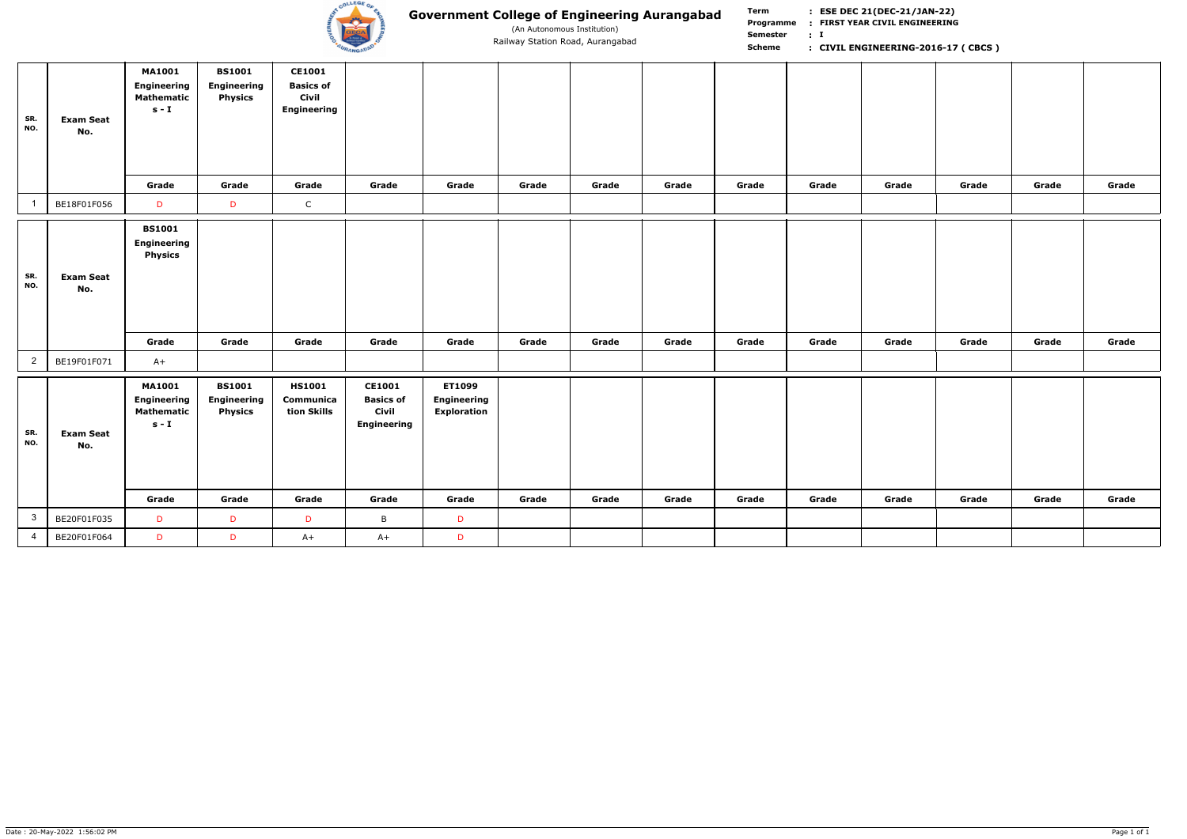# Government College of Engineering Aurangabad

(An Autonomous Institution)

Railway Station Road, Aurangabad

**Term** : **ESE DEC 21(DEC-21/JAN-22)**
**Programme** : **FIRST YEAR CIVIL ENGINEERING**
**Semester** : **I**
**Scheme** : **CIVIL ENGINEERING-2016-17 ( CBCS )**

| SR. NO. | Exam Seat No. | MA1001 Engineering Mathematics - I | BS1001 Engineering Physics | CE1001 Basics of Civil Engineering | | | | | | | | | | | |
|---|---|---|---|---|---|---|---|---|---|---|---|---|---|---|---|
| | | Grade | Grade | Grade | Grade | Grade | Grade | Grade | Grade | Grade | Grade | Grade | Grade | Grade | Grade |
| 1 | BE18F01F056 | D | D | C | | | | | | | | | | | |

| SR. NO. | Exam Seat No. | BS1001 Engineering Physics | | | | | | | | | | | | | |
|---|---|---|---|---|---|---|---|---|---|---|---|---|---|---|---|
| | | Grade | Grade | Grade | Grade | Grade | Grade | Grade | Grade | Grade | Grade | Grade | Grade | Grade | Grade |
| 2 | BE19F01F071 | A+ | | | | | | | | | | | | | |

| SR. NO. | Exam Seat No. | MA1001 Engineering Mathematics - I | BS1001 Engineering Physics | HS1001 Communication Skills | CE1001 Basics of Civil Engineering | ET1099 Engineering Exploration | | | | | | | | | |
|---|---|---|---|---|---|---|---|---|---|---|---|---|---|---|---|
| | | Grade | Grade | Grade | Grade | Grade | Grade | Grade | Grade | Grade | Grade | Grade | Grade | Grade | Grade |
| 3 | BE20F01F035 | D | D | D | B | D | | | | | | | | | |
| 4 | BE20F01F064 | D | D | A+ | A+ | D | | | | | | | | | |

Date : 20-May-2022 1:56:02 PM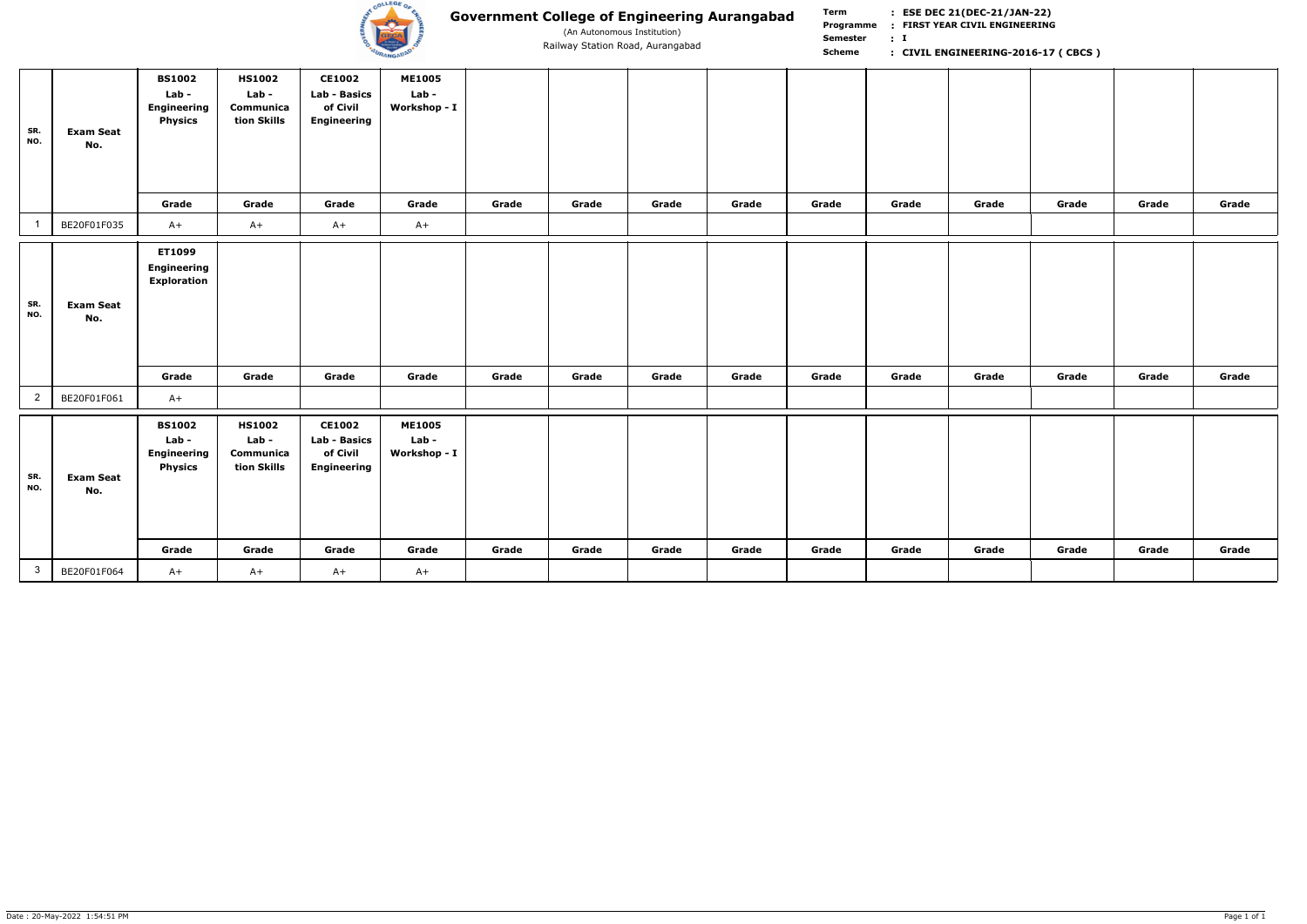# Government College of Engineering Aurangabad

(An Autonomous Institution)

Railway Station Road, Aurangabad

**Term** : **ESE DEC 21(DEC-21/JAN-22)**
**Programme** : **FIRST YEAR CIVIL ENGINEERING**
**Semester** : **I**
**Scheme** : **CIVIL ENGINEERING-2016-17 ( CBCS )**

| SR. NO. | Exam Seat No. | BS1002 Lab - Engineering Physics | HS1002 Lab - Communication Skills | CE1002 Lab - Basics of Civil Engineering | ME1005 Lab - Workshop - I | | | | | | | | | | |
|---|---|---|---|---|---|---|---|---|---|---|---|---|---|---|---|
| | | Grade | Grade | Grade | Grade | Grade | Grade | Grade | Grade | Grade | Grade | Grade | Grade | Grade | Grade |
| 1 | BE20F01F035 | A+ | A+ | A+ | A+ | | | | | | | | | | |

| SR. NO. | Exam Seat No. | ET1099 Engineering Exploration | | | | | | | | | | | | | |
|---|---|---|---|---|---|---|---|---|---|---|---|---|---|---|---|
| | | Grade | Grade | Grade | Grade | Grade | Grade | Grade | Grade | Grade | Grade | Grade | Grade | Grade | Grade |
| 2 | BE20F01F061 | A+ | | | | | | | | | | | | | |

| SR. NO. | Exam Seat No. | BS1002 Lab - Engineering Physics | HS1002 Lab - Communication Skills | CE1002 Lab - Basics of Civil Engineering | ME1005 Lab - Workshop - I | | | | | | | | | | |
|---|---|---|---|---|---|---|---|---|---|---|---|---|---|---|---|
| | | Grade | Grade | Grade | Grade | Grade | Grade | Grade | Grade | Grade | Grade | Grade | Grade | Grade | Grade |
| 3 | BE20F01F064 | A+ | A+ | A+ | A+ | | | | | | | | | | |

Date : 20-May-2022 1:54:51 PM